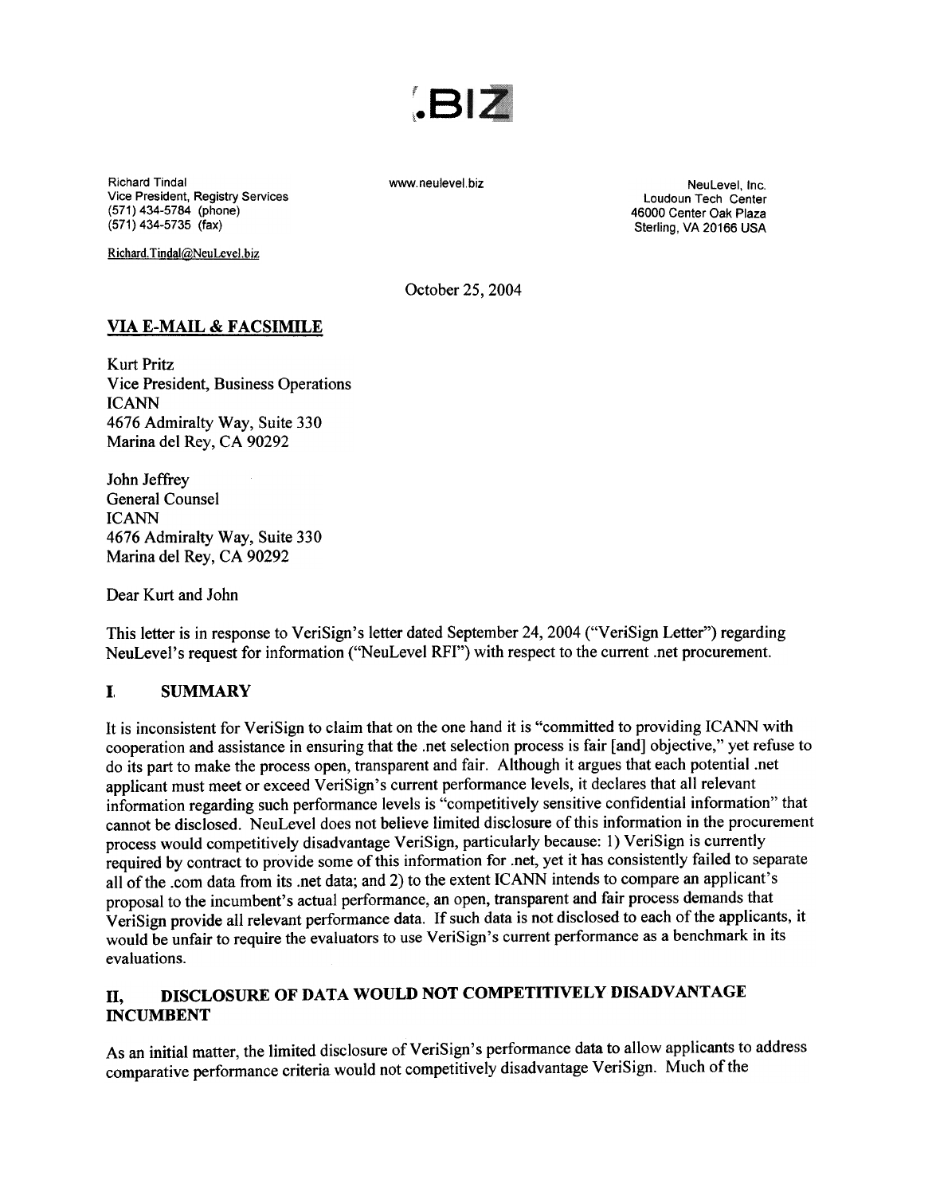# .BIZ

Richard Tindal
Vice President, Registry Services
(571) 434-5784 (phone)
(571) 434-5735 (fax)

Richard.Tindal@NeuLevel.biz

www.neulevel.biz

NeuLevel, Inc.
Loudoun Tech Center
46000 Center Oak Plaza
Sterling, VA 20166 USA

October 25, 2004

**VIA E-MAIL & FACSIMILE**

Kurt Pritz
Vice President, Business Operations
ICANN
4676 Admiralty Way, Suite 330
Marina del Rey, CA 90292

John Jeffrey
General Counsel
ICANN
4676 Admiralty Way, Suite 330
Marina del Rey, CA 90292

Dear Kurt and John

This letter is in response to VeriSign's letter dated September 24, 2004 ("VeriSign Letter") regarding NeuLevel's request for information ("NeuLevel RFI") with respect to the current .net procurement.

## I. SUMMARY

It is inconsistent for VeriSign to claim that on the one hand it is "committed to providing ICANN with cooperation and assistance in ensuring that the .net selection process is fair [and] objective," yet refuse to do its part to make the process open, transparent and fair. Although it argues that each potential .net applicant must meet or exceed VeriSign's current performance levels, it declares that all relevant information regarding such performance levels is "competitively sensitive confidential information" that cannot be disclosed. NeuLevel does not believe limited disclosure of this information in the procurement process would competitively disadvantage VeriSign, particularly because: 1) VeriSign is currently required by contract to provide some of this information for .net, yet it has consistently failed to separate all of the .com data from its .net data; and 2) to the extent ICANN intends to compare an applicant's proposal to the incumbent's actual performance, an open, transparent and fair process demands that VeriSign provide all relevant performance data. If such data is not disclosed to each of the applicants, it would be unfair to require the evaluators to use VeriSign's current performance as a benchmark in its evaluations.

## II, DISCLOSURE OF DATA WOULD NOT COMPETITIVELY DISADVANTAGE INCUMBENT

As an initial matter, the limited disclosure of VeriSign's performance data to allow applicants to address comparative performance criteria would not competitively disadvantage VeriSign. Much of the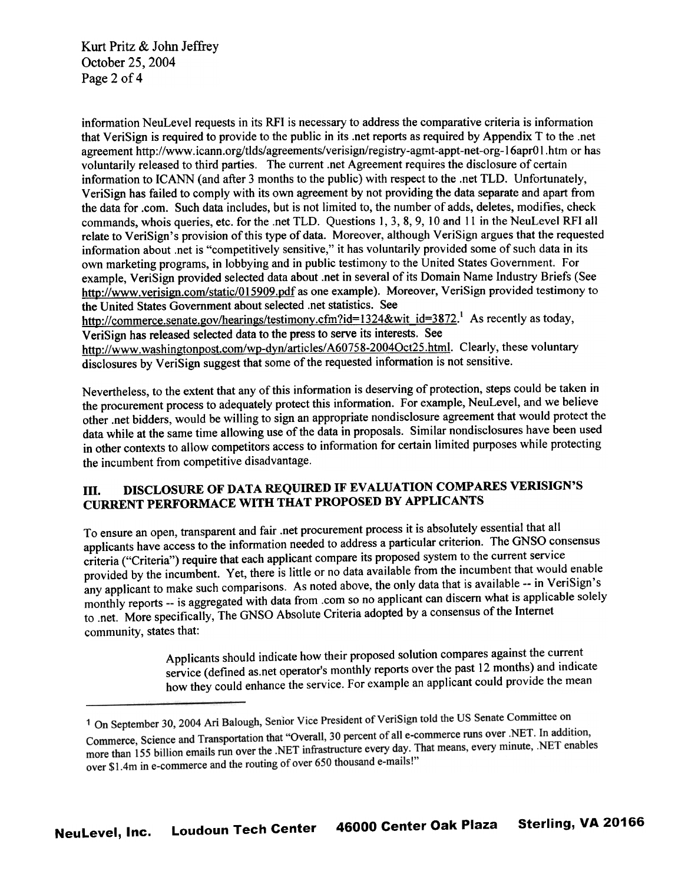information NeuLevel requests in its RFI is necessary to address the comparative criteria is information that VeriSign is required to provide to the public in its .net reports as required by Appendix T to the .net agreement http://www.icann.org/tlds/agreements/verisign/registry-agmt-appt-net-org-16apr01.htm or has voluntarily released to third parties. The current .net Agreement requires the disclosure of certain information to ICANN (and after 3 months to the public) with respect to the .net TLD. Unfortunately, VeriSign has failed to comply with its own agreement by not providing the data separate and apart from the data for .com. Such data includes, but is not limited to, the number of adds, deletes, modifies, check commands, whois queries, etc. for the .net TLD. Questions 1, 3, 8, 9, 10 and 11 in the NeuLevel RFI all relate to VeriSign's provision of this type of data. Moreover, although VeriSign argues that the requested information about .net is "competitively sensitive," it has voluntarily provided some of such data in its own marketing programs, in lobbying and in public testimony to the United States Government. For example, VeriSign provided selected data about .net in several of its Domain Name Industry Briefs (See http://www.verisign.com/static/015909.pdf as one example). Moreover, VeriSign provided testimony to the United States Government about selected .net statistics. See http://commerce.senate.gov/hearings/testimony.cfm?id=1324&wit_id=3872.[1] As recently as today, VeriSign has released selected data to the press to serve its interests. See http://www.washingtonpost.com/wp-dyn/articles/A60758-2004Oct25.html. Clearly, these voluntary disclosures by VeriSign suggest that some of the requested information is not sensitive.

Nevertheless, to the extent that any of this information is deserving of protection, steps could be taken in the procurement process to adequately protect this information. For example, NeuLevel, and we believe other .net bidders, would be willing to sign an appropriate nondisclosure agreement that would protect the data while at the same time allowing use of the data in proposals. Similar nondisclosures have been used in other contexts to allow competitors access to information for certain limited purposes while protecting the incumbent from competitive disadvantage.

## III. DISCLOSURE OF DATA REQUIRED IF EVALUATION COMPARES VERISIGN'S CURRENT PERFORMACE WITH THAT PROPOSED BY APPLICANTS

To ensure an open, transparent and fair .net procurement process it is absolutely essential that all applicants have access to the information needed to address a particular criterion. The GNSO consensus criteria ("Criteria") require that each applicant compare its proposed system to the current service provided by the incumbent. Yet, there is little or no data available from the incumbent that would enable any applicant to make such comparisons. As noted above, the only data that is available -- in VeriSign's monthly reports -- is aggregated with data from .com so no applicant can discern what is applicable solely to .net. More specifically, The GNSO Absolute Criteria adopted by a consensus of the Internet community, states that:

> Applicants should indicate how their proposed solution compares against the current service (defined as.net operator's monthly reports over the past 12 months) and indicate how they could enhance the service. For example an applicant could provide the mean

---

[1] On September 30, 2004 Ari Balough, Senior Vice President of VeriSign told the US Senate Committee on Commerce, Science and Transportation that "Overall, 30 percent of all e-commerce runs over .NET. In addition, more than 155 billion emails run over the .NET infrastructure every day. That means, every minute, .NET enables over $1.4m in e-commerce and the routing of over 650 thousand e-mails!"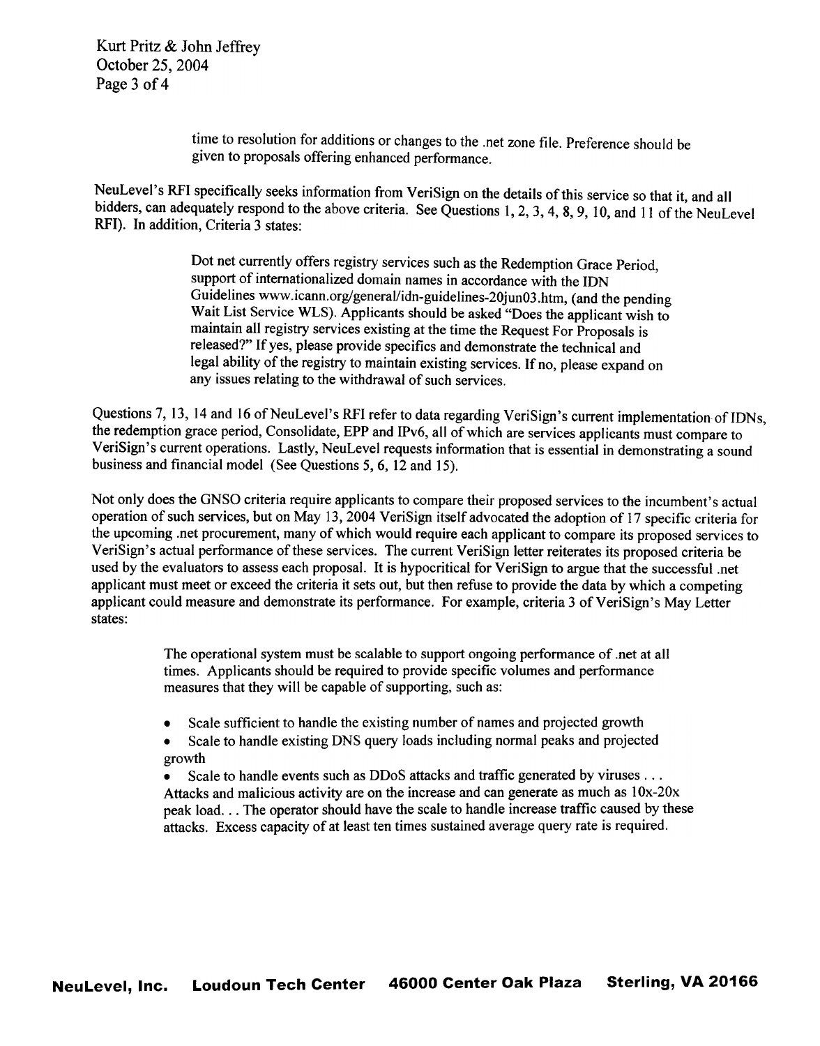> time to resolution for additions or changes to the .net zone file. Preference should be given to proposals offering enhanced performance.

NeuLevel's RFI specifically seeks information from VeriSign on the details of this service so that it, and all bidders, can adequately respond to the above criteria. See Questions 1, 2, 3, 4, 8, 9, 10, and 11 of the NeuLevel RFI). In addition, Criteria 3 states:

> Dot net currently offers registry services such as the Redemption Grace Period, support of internationalized domain names in accordance with the IDN Guidelines www.icann.org/general/idn-guidelines-20jun03.htm, (and the pending Wait List Service WLS). Applicants should be asked "Does the applicant wish to maintain all registry services existing at the time the Request For Proposals is released?" If yes, please provide specifics and demonstrate the technical and legal ability of the registry to maintain existing services. If no, please expand on any issues relating to the withdrawal of such services.

Questions 7, 13, 14 and 16 of NeuLevel's RFI refer to data regarding VeriSign's current implementation of IDNs, the redemption grace period, Consolidate, EPP and IPv6, all of which are services applicants must compare to VeriSign's current operations. Lastly, NeuLevel requests information that is essential in demonstrating a sound business and financial model (See Questions 5, 6, 12 and 15).

Not only does the GNSO criteria require applicants to compare their proposed services to the incumbent's actual operation of such services, but on May 13, 2004 VeriSign itself advocated the adoption of 17 specific criteria for the upcoming .net procurement, many of which would require each applicant to compare its proposed services to VeriSign's actual performance of these services. The current VeriSign letter reiterates its proposed criteria be used by the evaluators to assess each proposal. It is hypocritical for VeriSign to argue that the successful .net applicant must meet or exceed the criteria it sets out, but then refuse to provide the data by which a competing applicant could measure and demonstrate its performance. For example, criteria 3 of VeriSign's May Letter states:

> The operational system must be scalable to support ongoing performance of .net at all times. Applicants should be required to provide specific volumes and performance measures that they will be capable of supporting, such as:
>
> - Scale sufficient to handle the existing number of names and projected growth
> - Scale to handle existing DNS query loads including normal peaks and projected growth
> - Scale to handle events such as DDoS attacks and traffic generated by viruses . . . Attacks and malicious activity are on the increase and can generate as much as 10x-20x peak load. . . The operator should have the scale to handle increase traffic caused by these attacks. Excess capacity of at least ten times sustained average query rate is required.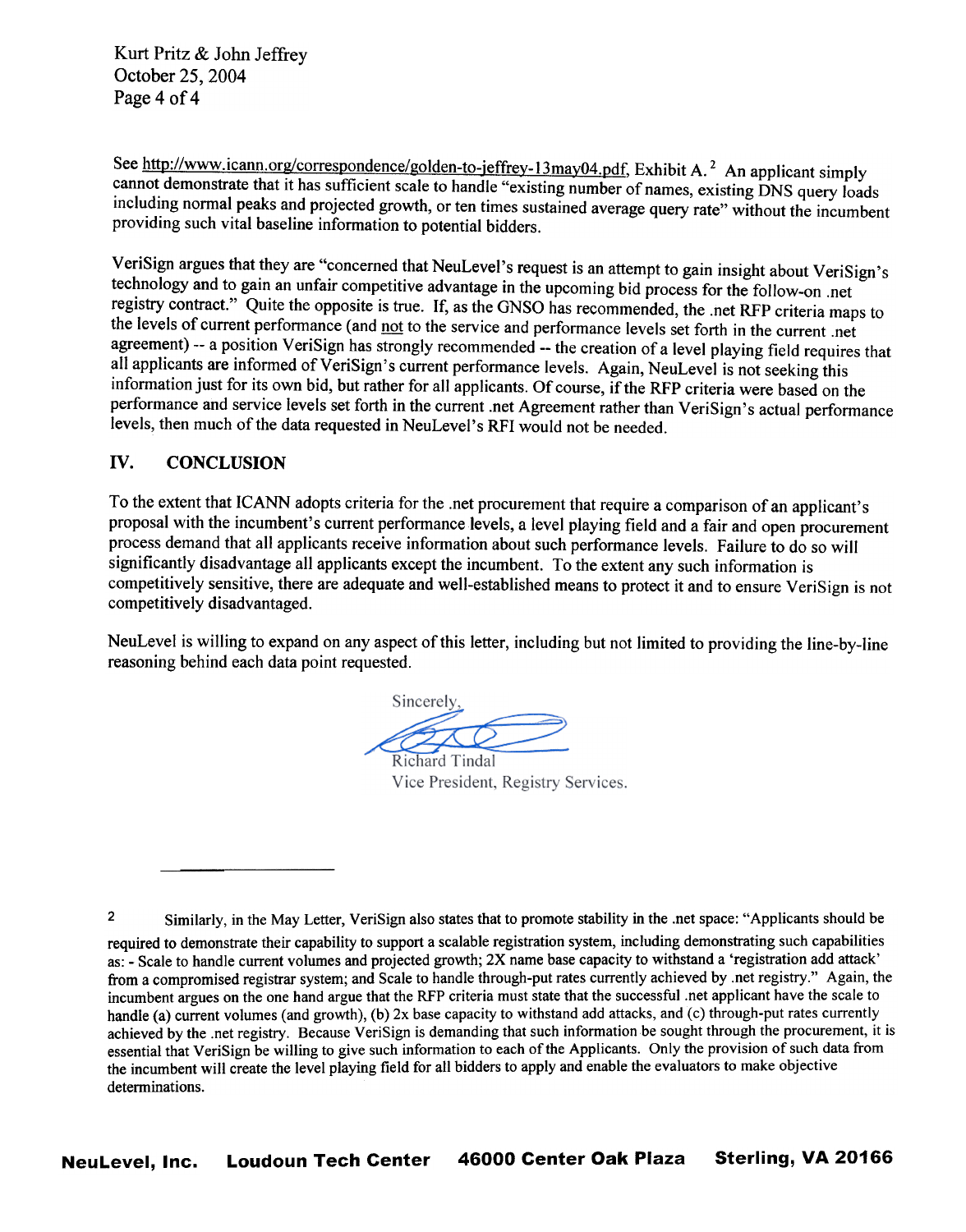See http://www.icann.org/correspondence/golden-to-jeffrey-13may04.pdf, Exhibit A.[2] An applicant simply cannot demonstrate that it has sufficient scale to handle "existing number of names, existing DNS query loads including normal peaks and projected growth, or ten times sustained average query rate" without the incumbent providing such vital baseline information to potential bidders.

VeriSign argues that they are "concerned that NeuLevel's request is an attempt to gain insight about VeriSign's technology and to gain an unfair competitive advantage in the upcoming bid process for the follow-on .net registry contract." Quite the opposite is true. If, as the GNSO has recommended, the .net RFP criteria maps to the levels of current performance (and not to the service and performance levels set forth in the current .net agreement) -- a position VeriSign has strongly recommended -- the creation of a level playing field requires that all applicants are informed of VeriSign's current performance levels. Again, NeuLevel is not seeking this information just for its own bid, but rather for all applicants. Of course, if the RFP criteria were based on the performance and service levels set forth in the current .net Agreement rather than VeriSign's actual performance levels, then much of the data requested in NeuLevel's RFI would not be needed.

## IV. CONCLUSION

To the extent that ICANN adopts criteria for the .net procurement that require a comparison of an applicant's proposal with the incumbent's current performance levels, a level playing field and a fair and open procurement process demand that all applicants receive information about such performance levels. Failure to do so will significantly disadvantage all applicants except the incumbent. To the extent any such information is competitively sensitive, there are adequate and well-established means to protect it and to ensure VeriSign is not competitively disadvantaged.

NeuLevel is willing to expand on any aspect of this letter, including but not limited to providing the line-by-line reasoning behind each data point requested.

Sincerely,

Richard Tindal
Vice President, Registry Services.

---

[2] Similarly, in the May Letter, VeriSign also states that to promote stability in the .net space: "Applicants should be required to demonstrate their capability to support a scalable registration system, including demonstrating such capabilities as: - Scale to handle current volumes and projected growth; 2X name base capacity to withstand a 'registration add attack' from a compromised registrar system; and Scale to handle through-put rates currently achieved by .net registry." Again, the incumbent argues on the one hand argue that the RFP criteria must state that the successful .net applicant have the scale to handle (a) current volumes (and growth), (b) 2x base capacity to withstand add attacks, and (c) through-put rates currently achieved by the .net registry. Because VeriSign is demanding that such information be sought through the procurement, it is essential that VeriSign be willing to give such information to each of the Applicants. Only the provision of such data from the incumbent will create the level playing field for all bidders to apply and enable the evaluators to make objective determinations.

NeuLevel, Inc. Loudoun Tech Center 46000 Center Oak Plaza Sterling, VA 20166